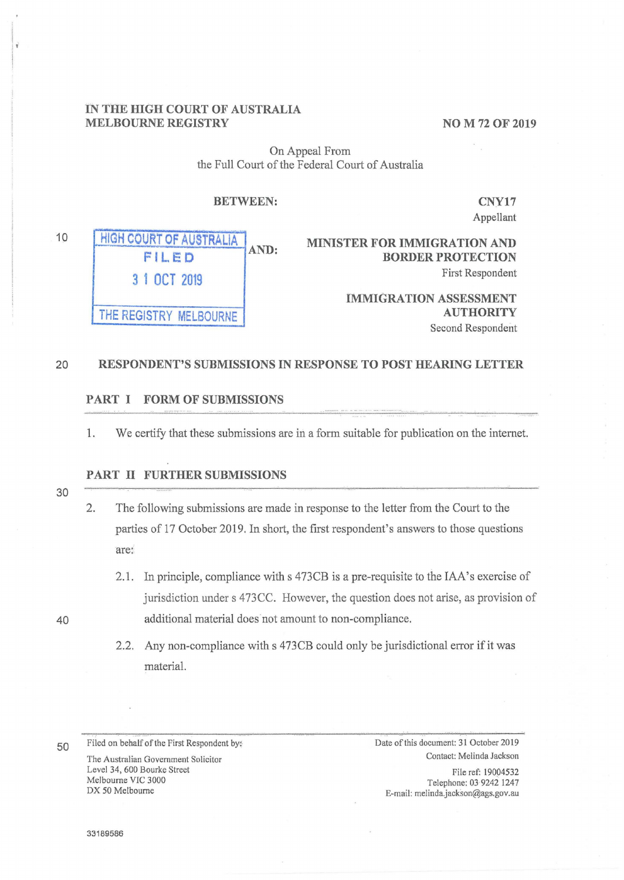IN THE HIGH COURT OF AUSTRALIA
MELBOURNE REGISTRY

NO M 72 OF 2019

On Appeal From
the Full Court of the Federal Court of Australia

BETWEEN:

CNY17
Appellant

AND:

MINISTER FOR IMMIGRATION AND BORDER PROTECTION
First Respondent

IMMIGRATION ASSESSMENT AUTHORITY
Second Respondent

HIGH COURT OF AUSTRALIA
FILED
31 OCT 2019
THE REGISTRY MELBOURNE

# RESPONDENT'S SUBMISSIONS IN RESPONSE TO POST HEARING LETTER

## PART I FORM OF SUBMISSIONS

1. We certify that these submissions are in a form suitable for publication on the internet.

## PART II FURTHER SUBMISSIONS

2. The following submissions are made in response to the letter from the Court to the parties of 17 October 2019. In short, the first respondent's answers to those questions are:

   2.1. In principle, compliance with s 473CB is a pre-requisite to the IAA's exercise of jurisdiction under s 473CC. However, the question does not arise, as provision of additional material does not amount to non-compliance.

   2.2. Any non-compliance with s 473CB could only be jurisdictional error if it was material.

Filed on behalf of the First Respondent by:
The Australian Government Solicitor
Level 34, 600 Bourke Street
Melbourne VIC 3000
DX 50 Melbourne

Date of this document: 31 October 2019
Contact: Melinda Jackson
File ref: 19004532
Telephone: 03 9242 1247
E-mail: melinda.jackson@ags.gov.au

33189586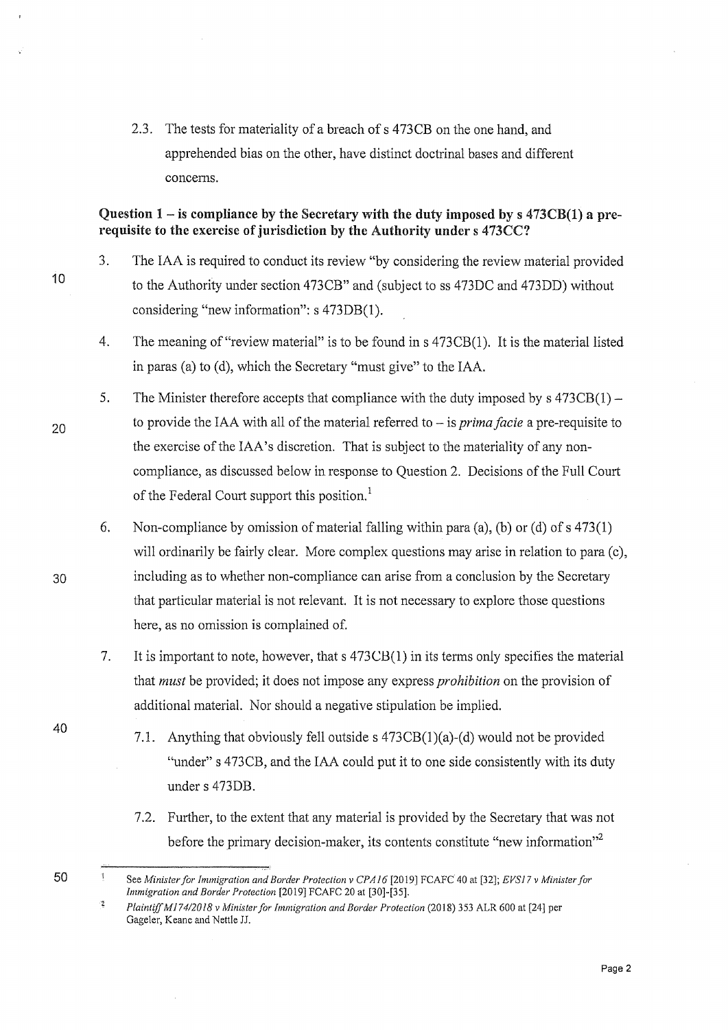2.3. The tests for materiality of a breach of s 473CB on the one hand, and apprehended bias on the other, have distinct doctrinal bases and different concerns.

**Question 1 – is compliance by the Secretary with the duty imposed by s 473CB(1) a pre-requisite to the exercise of jurisdiction by the Authority under s 473CC?**

3. The IAA is required to conduct its review "by considering the review material provided to the Authority under section 473CB" and (subject to ss 473DC and 473DD) without considering "new information": s 473DB(1).

4. The meaning of "review material" is to be found in s 473CB(1). It is the material listed in paras (a) to (d), which the Secretary "must give" to the IAA.

5. The Minister therefore accepts that compliance with the duty imposed by s 473CB(1) – to provide the IAA with all of the material referred to – is *prima facie* a pre-requisite to the exercise of the IAA's discretion. That is subject to the materiality of any non-compliance, as discussed below in response to Question 2. Decisions of the Full Court of the Federal Court support this position.[1]

6. Non-compliance by omission of material falling within para (a), (b) or (d) of s 473(1) will ordinarily be fairly clear. More complex questions may arise in relation to para (c), including as to whether non-compliance can arise from a conclusion by the Secretary that particular material is not relevant. It is not necessary to explore those questions here, as no omission is complained of.

7. It is important to note, however, that s 473CB(1) in its terms only specifies the material that *must* be provided; it does not impose any express *prohibition* on the provision of additional material. Nor should a negative stipulation be implied.

   7.1. Anything that obviously fell outside s 473CB(1)(a)-(d) would not be provided "under" s 473CB, and the IAA could put it to one side consistently with its duty under s 473DB.

   7.2. Further, to the extent that any material is provided by the Secretary that was not before the primary decision-maker, its contents constitute "new information"[2]

---

[1] See *Minister for Immigration and Border Protection v CPA16* [2019] FCAFC 40 at [32]; *EVS17 v Minister for Immigration and Border Protection* [2019] FCAFC 20 at [30]-[35].

[2] *Plaintiff M174/2018 v Minister for Immigration and Border Protection* (2018) 353 ALR 600 at [24] per Gageler, Keane and Nettle JJ.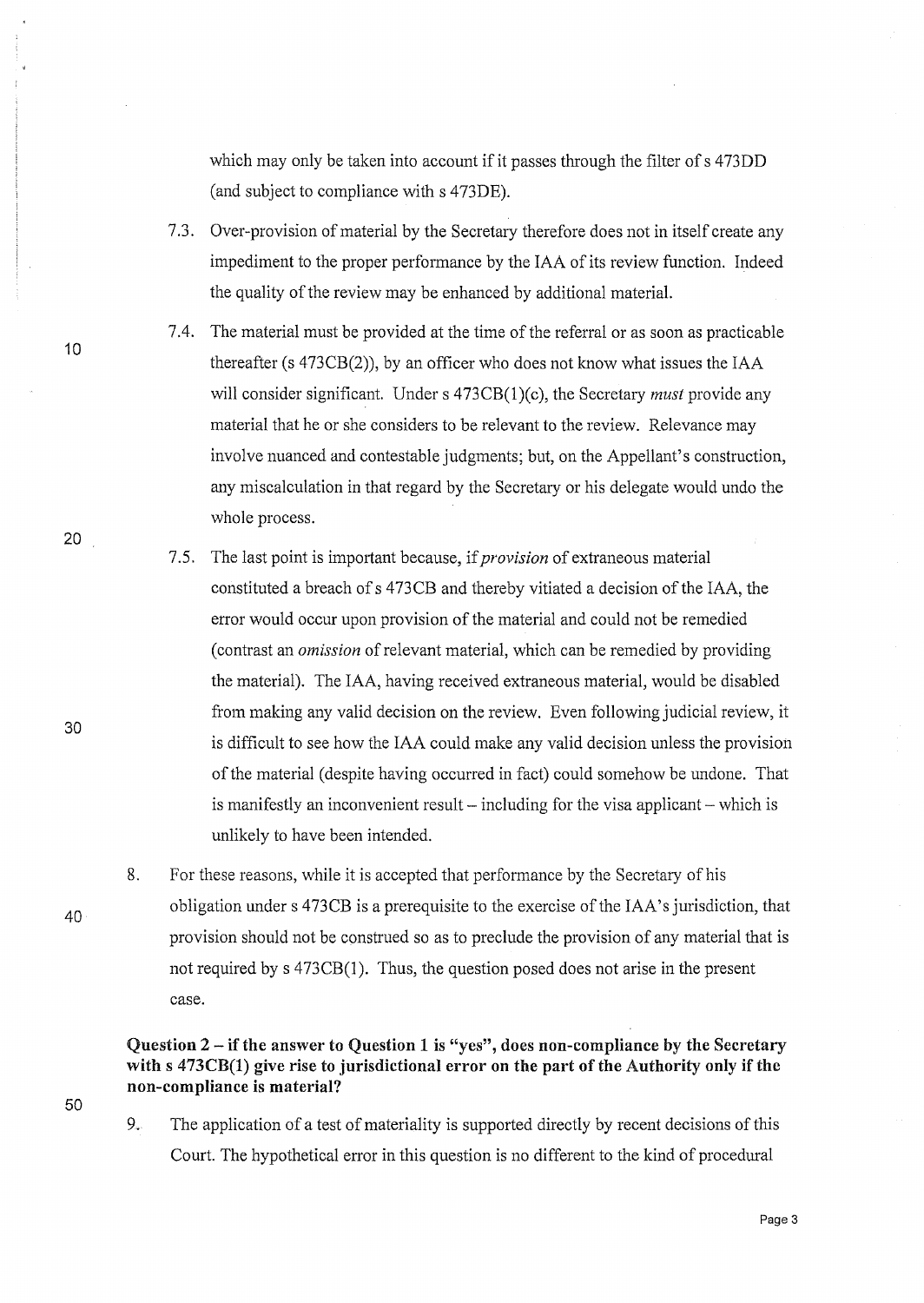which may only be taken into account if it passes through the filter of s 473DD (and subject to compliance with s 473DE).

7.3. Over-provision of material by the Secretary therefore does not in itself create any impediment to the proper performance by the IAA of its review function. Indeed the quality of the review may be enhanced by additional material.

7.4. The material must be provided at the time of the referral or as soon as practicable thereafter (s 473CB(2)), by an officer who does not know what issues the IAA will consider significant. Under s 473CB(1)(c), the Secretary *must* provide any material that he or she considers to be relevant to the review. Relevance may involve nuanced and contestable judgments; but, on the Appellant's construction, any miscalculation in that regard by the Secretary or his delegate would undo the whole process.

7.5. The last point is important because, if *provision* of extraneous material constituted a breach of s 473CB and thereby vitiated a decision of the IAA, the error would occur upon provision of the material and could not be remedied (contrast an *omission* of relevant material, which can be remedied by providing the material). The IAA, having received extraneous material, would be disabled from making any valid decision on the review. Even following judicial review, it is difficult to see how the IAA could make any valid decision unless the provision of the material (despite having occurred in fact) could somehow be undone. That is manifestly an inconvenient result – including for the visa applicant – which is unlikely to have been intended.

8. For these reasons, while it is accepted that performance by the Secretary of his obligation under s 473CB is a prerequisite to the exercise of the IAA's jurisdiction, that provision should not be construed so as to preclude the provision of any material that is not required by s 473CB(1). Thus, the question posed does not arise in the present case.

**Question 2 – if the answer to Question 1 is "yes", does non-compliance by the Secretary with s 473CB(1) give rise to jurisdictional error on the part of the Authority only if the non-compliance is material?**

9. The application of a test of materiality is supported directly by recent decisions of this Court. The hypothetical error in this question is no different to the kind of procedural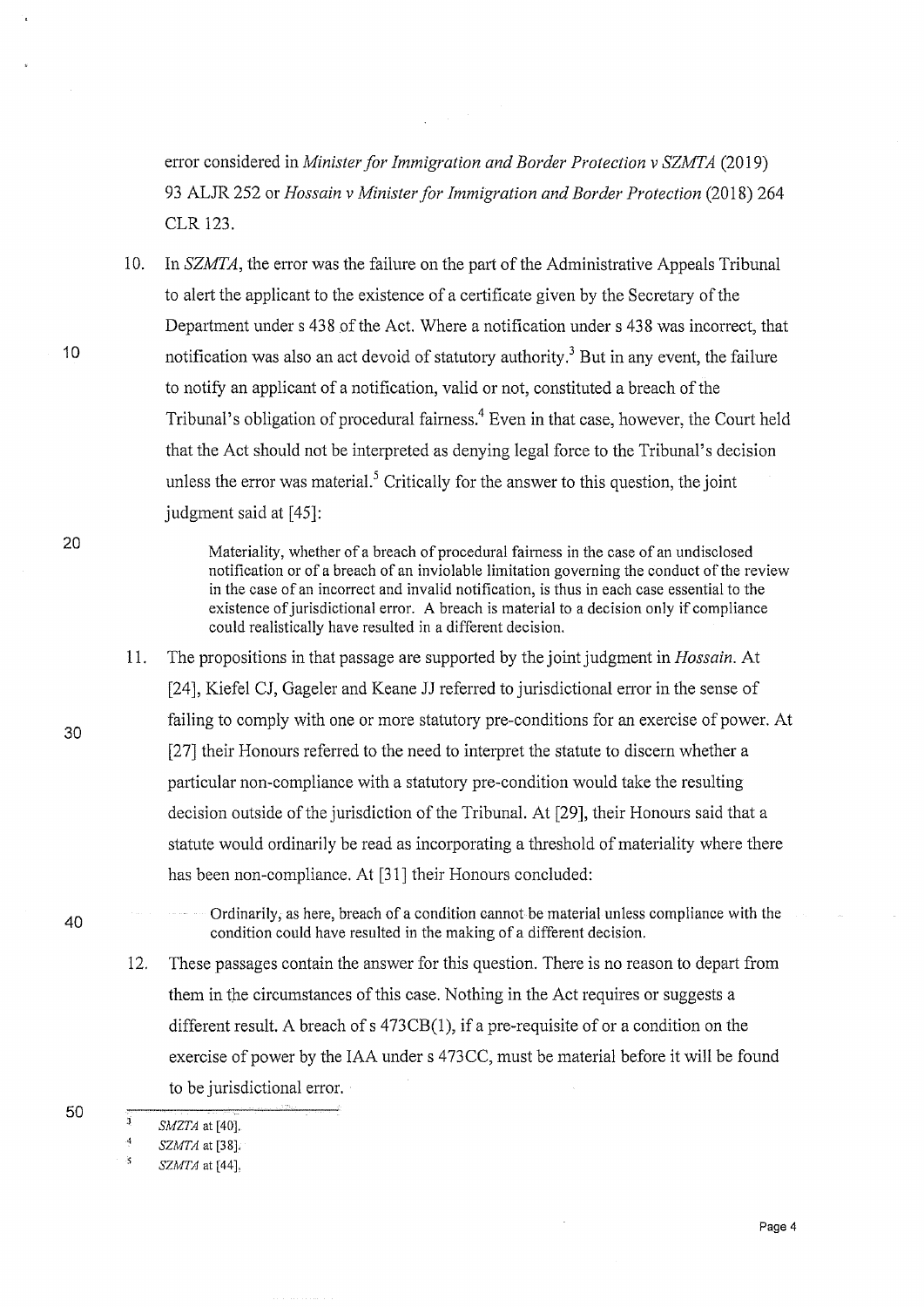error considered in *Minister for Immigration and Border Protection v SZMTA* (2019) 93 ALJR 252 or *Hossain v Minister for Immigration and Border Protection* (2018) 264 CLR 123.

10. In *SZMTA*, the error was the failure on the part of the Administrative Appeals Tribunal to alert the applicant to the existence of a certificate given by the Secretary of the Department under s 438 of the Act. Where a notification under s 438 was incorrect, that notification was also an act devoid of statutory authority.[3] But in any event, the failure to notify an applicant of a notification, valid or not, constituted a breach of the Tribunal's obligation of procedural fairness.[4] Even in that case, however, the Court held that the Act should not be interpreted as denying legal force to the Tribunal's decision unless the error was material.[5] Critically for the answer to this question, the joint judgment said at [45]:

> Materiality, whether of a breach of procedural fairness in the case of an undisclosed notification or of a breach of an inviolable limitation governing the conduct of the review in the case of an incorrect and invalid notification, is thus in each case essential to the existence of jurisdictional error. A breach is material to a decision only if compliance could realistically have resulted in a different decision.

11. The propositions in that passage are supported by the joint judgment in *Hossain*. At [24], Kiefel CJ, Gageler and Keane JJ referred to jurisdictional error in the sense of failing to comply with one or more statutory pre-conditions for an exercise of power. At [27] their Honours referred to the need to interpret the statute to discern whether a particular non-compliance with a statutory pre-condition would take the resulting decision outside of the jurisdiction of the Tribunal. At [29], their Honours said that a statute would ordinarily be read as incorporating a threshold of materiality where there has been non-compliance. At [31] their Honours concluded:

> Ordinarily, as here, breach of a condition cannot be material unless compliance with the condition could have resulted in the making of a different decision.

12. These passages contain the answer for this question. There is no reason to depart from them in the circumstances of this case. Nothing in the Act requires or suggests a different result. A breach of s 473CB(1), if a pre-requisite of or a condition on the exercise of power by the IAA under s 473CC, must be material before it will be found to be jurisdictional error.

---

[3] *SMZTA* at [40].

[4] *SZMTA* at [38].

[5] *SZMTA* at [44].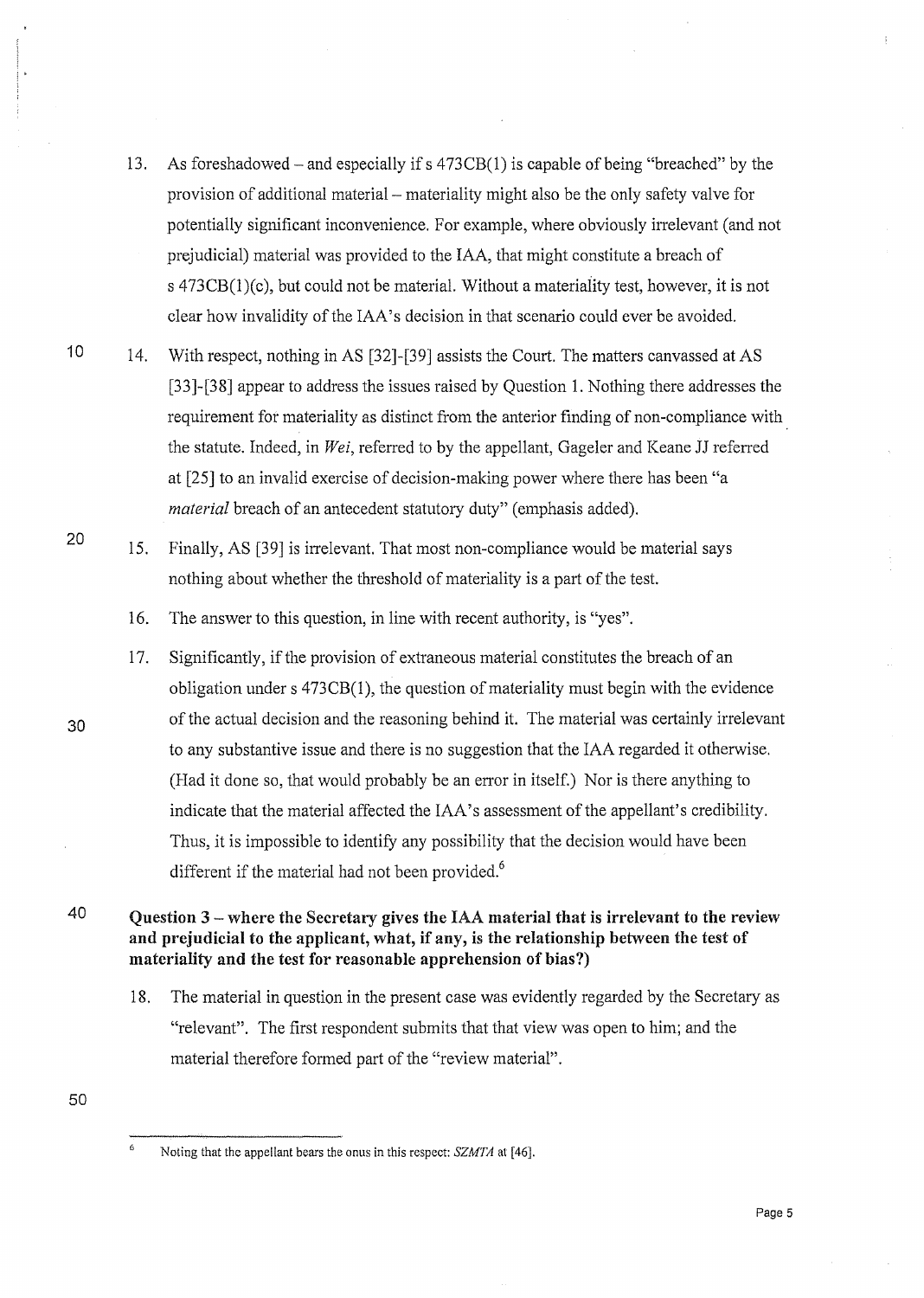13. As foreshadowed – and especially if s 473CB(1) is capable of being "breached" by the provision of additional material – materiality might also be the only safety valve for potentially significant inconvenience. For example, where obviously irrelevant (and not prejudicial) material was provided to the IAA, that might constitute a breach of s 473CB(1)(c), but could not be material. Without a materiality test, however, it is not clear how invalidity of the IAA's decision in that scenario could ever be avoided.

14. With respect, nothing in AS [32]-[39] assists the Court. The matters canvassed at AS [33]-[38] appear to address the issues raised by Question 1. Nothing there addresses the requirement for materiality as distinct from the anterior finding of non-compliance with the statute. Indeed, in *Wei*, referred to by the appellant, Gageler and Keane JJ referred at [25] to an invalid exercise of decision-making power where there has been "a *material* breach of an antecedent statutory duty" (emphasis added).

15. Finally, AS [39] is irrelevant. That most non-compliance would be material says nothing about whether the threshold of materiality is a part of the test.

16. The answer to this question, in line with recent authority, is "yes".

17. Significantly, if the provision of extraneous material constitutes the breach of an obligation under s 473CB(1), the question of materiality must begin with the evidence of the actual decision and the reasoning behind it. The material was certainly irrelevant to any substantive issue and there is no suggestion that the IAA regarded it otherwise. (Had it done so, that would probably be an error in itself.) Nor is there anything to indicate that the material affected the IAA's assessment of the appellant's credibility. Thus, it is impossible to identify any possibility that the decision would have been different if the material had not been provided.[6]

**Question 3 – where the Secretary gives the IAA material that is irrelevant to the review and prejudicial to the applicant, what, if any, is the relationship between the test of materiality and the test for reasonable apprehension of bias?)**

18. The material in question in the present case was evidently regarded by the Secretary as "relevant". The first respondent submits that that view was open to him; and the material therefore formed part of the "review material".

---

[6] Noting that the appellant bears the onus in this respect: *SZMTA* at [46].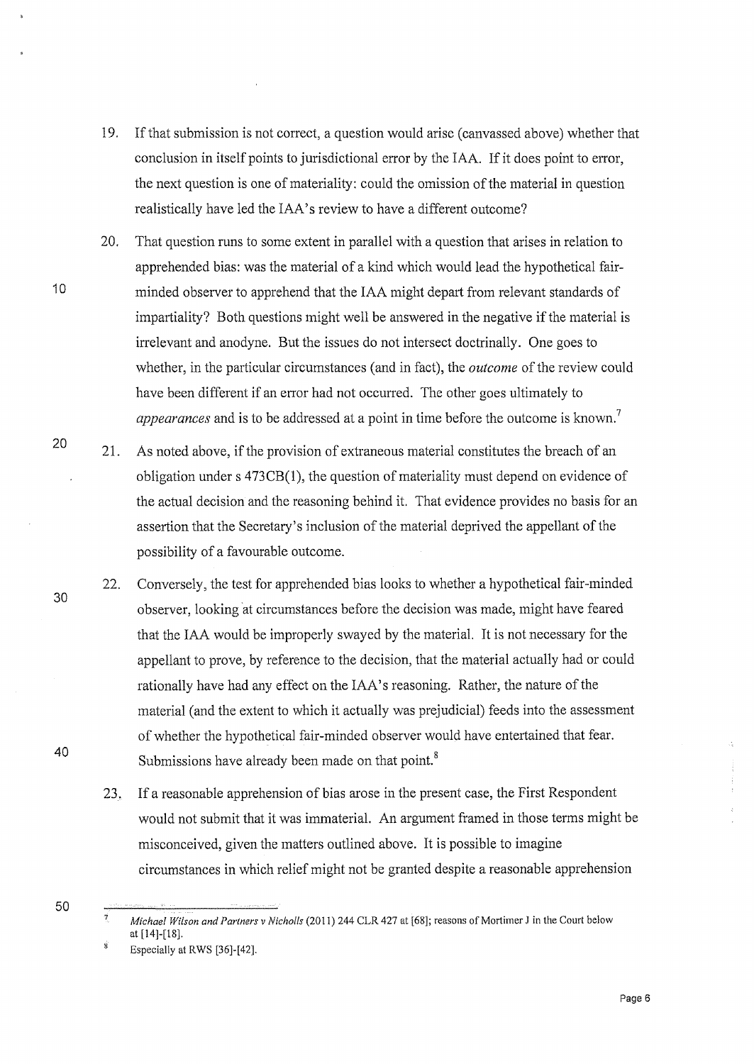19. If that submission is not correct, a question would arise (canvassed above) whether that conclusion in itself points to jurisdictional error by the IAA. If it does point to error, the next question is one of materiality: could the omission of the material in question realistically have led the IAA's review to have a different outcome?

20. That question runs to some extent in parallel with a question that arises in relation to apprehended bias: was the material of a kind which would lead the hypothetical fair-minded observer to apprehend that the IAA might depart from relevant standards of impartiality? Both questions might well be answered in the negative if the material is irrelevant and anodyne. But the issues do not intersect doctrinally. One goes to whether, in the particular circumstances (and in fact), the *outcome* of the review could have been different if an error had not occurred. The other goes ultimately to *appearances* and is to be addressed at a point in time before the outcome is known.[7]

21. As noted above, if the provision of extraneous material constitutes the breach of an obligation under s 473CB(1), the question of materiality must depend on evidence of the actual decision and the reasoning behind it. That evidence provides no basis for an assertion that the Secretary's inclusion of the material deprived the appellant of the possibility of a favourable outcome.

22. Conversely, the test for apprehended bias looks to whether a hypothetical fair-minded observer, looking at circumstances before the decision was made, might have feared that the IAA would be improperly swayed by the material. It is not necessary for the appellant to prove, by reference to the decision, that the material actually had or could rationally have had any effect on the IAA's reasoning. Rather, the nature of the material (and the extent to which it actually was prejudicial) feeds into the assessment of whether the hypothetical fair-minded observer would have entertained that fear. Submissions have already been made on that point.[8]

23. If a reasonable apprehension of bias arose in the present case, the First Respondent would not submit that it was immaterial. An argument framed in those terms might be misconceived, given the matters outlined above. It is possible to imagine circumstances in which relief might not be granted despite a reasonable apprehension

---

[7] *Michael Wilson and Partners v Nicholls* (2011) 244 CLR 427 at [68]; reasons of Mortimer J in the Court below at [14]-[18].

[8] Especially at RWS [36]-[42].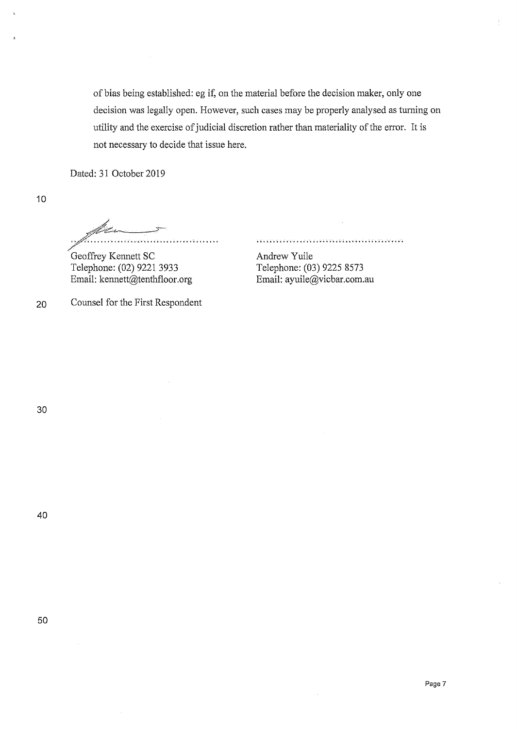of bias being established: eg if, on the material before the decision maker, only one decision was legally open. However, such cases may be properly analysed as turning on utility and the exercise of judicial discretion rather than materiality of the error. It is not necessary to decide that issue here.

Dated: 31 October 2019

| | |
|---|---|
| ........................................... | ........................................... |
| Geoffrey Kennett SC | Andrew Yuile |
| Telephone: (02) 9221 3933 | Telephone: (03) 9225 8573 |
| Email: kennett@tenthfloor.org | Email: ayuile@vicbar.com.au |

Counsel for the First Respondent